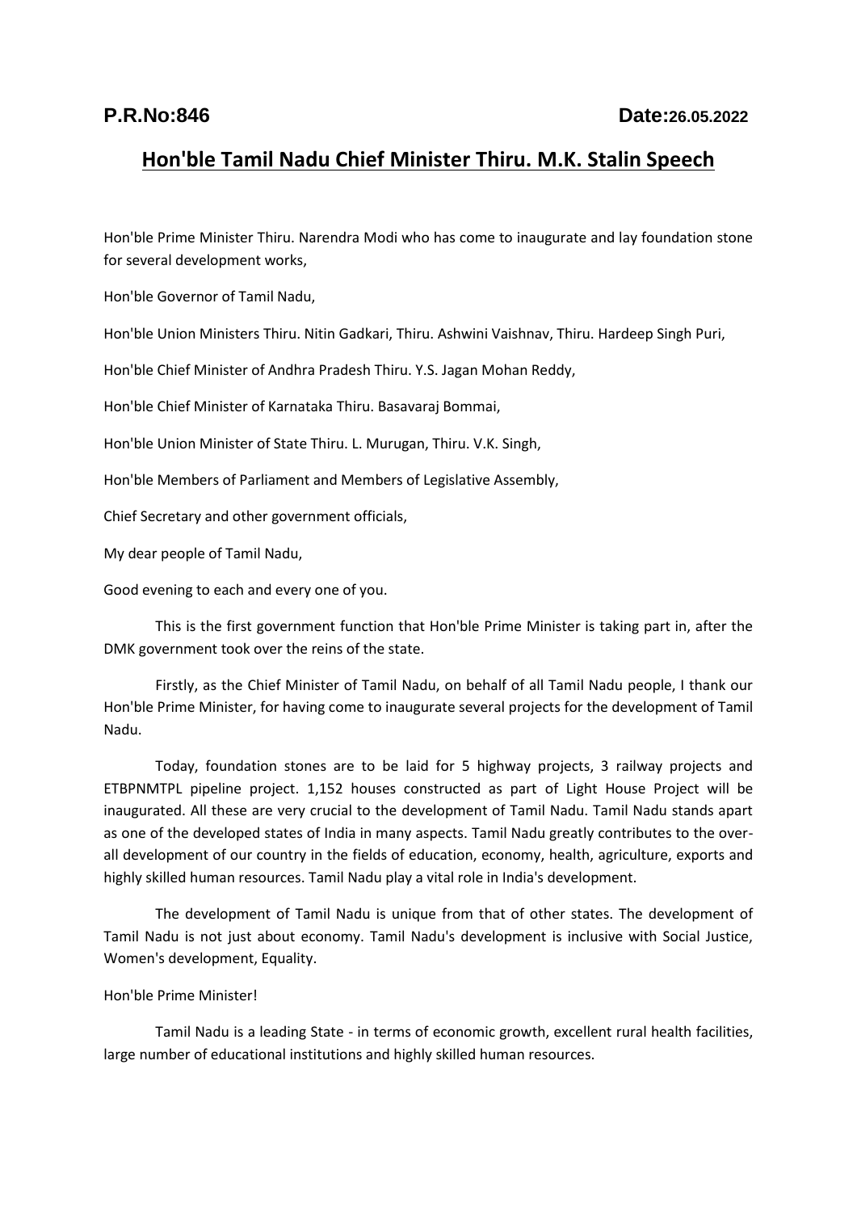**P.R.No:846** **Date:26.05.2022**

# Hon'ble Tamil Nadu Chief Minister Thiru. M.K. Stalin Speech

Hon'ble Prime Minister Thiru. Narendra Modi who has come to inaugurate and lay foundation stone for several development works,

Hon'ble Governor of Tamil Nadu,

Hon'ble Union Ministers Thiru. Nitin Gadkari, Thiru. Ashwini Vaishnav, Thiru. Hardeep Singh Puri,

Hon'ble Chief Minister of Andhra Pradesh Thiru. Y.S. Jagan Mohan Reddy,

Hon'ble Chief Minister of Karnataka Thiru. Basavaraj Bommai,

Hon'ble Union Minister of State Thiru. L. Murugan, Thiru. V.K. Singh,

Hon'ble Members of Parliament and Members of Legislative Assembly,

Chief Secretary and other government officials,

My dear people of Tamil Nadu,

Good evening to each and every one of you.

This is the first government function that Hon'ble Prime Minister is taking part in, after the DMK government took over the reins of the state.

Firstly, as the Chief Minister of Tamil Nadu, on behalf of all Tamil Nadu people, I thank our Hon'ble Prime Minister, for having come to inaugurate several projects for the development of Tamil Nadu.

Today, foundation stones are to be laid for 5 highway projects, 3 railway projects and ETBPNMTPL pipeline project. 1,152 houses constructed as part of Light House Project will be inaugurated. All these are very crucial to the development of Tamil Nadu. Tamil Nadu stands apart as one of the developed states of India in many aspects. Tamil Nadu greatly contributes to the over-all development of our country in the fields of education, economy, health, agriculture, exports and highly skilled human resources. Tamil Nadu play a vital role in India's development.

The development of Tamil Nadu is unique from that of other states. The development of Tamil Nadu is not just about economy. Tamil Nadu's development is inclusive with Social Justice, Women's development, Equality.

Hon'ble Prime Minister!

Tamil Nadu is a leading State - in terms of economic growth, excellent rural health facilities, large number of educational institutions and highly skilled human resources.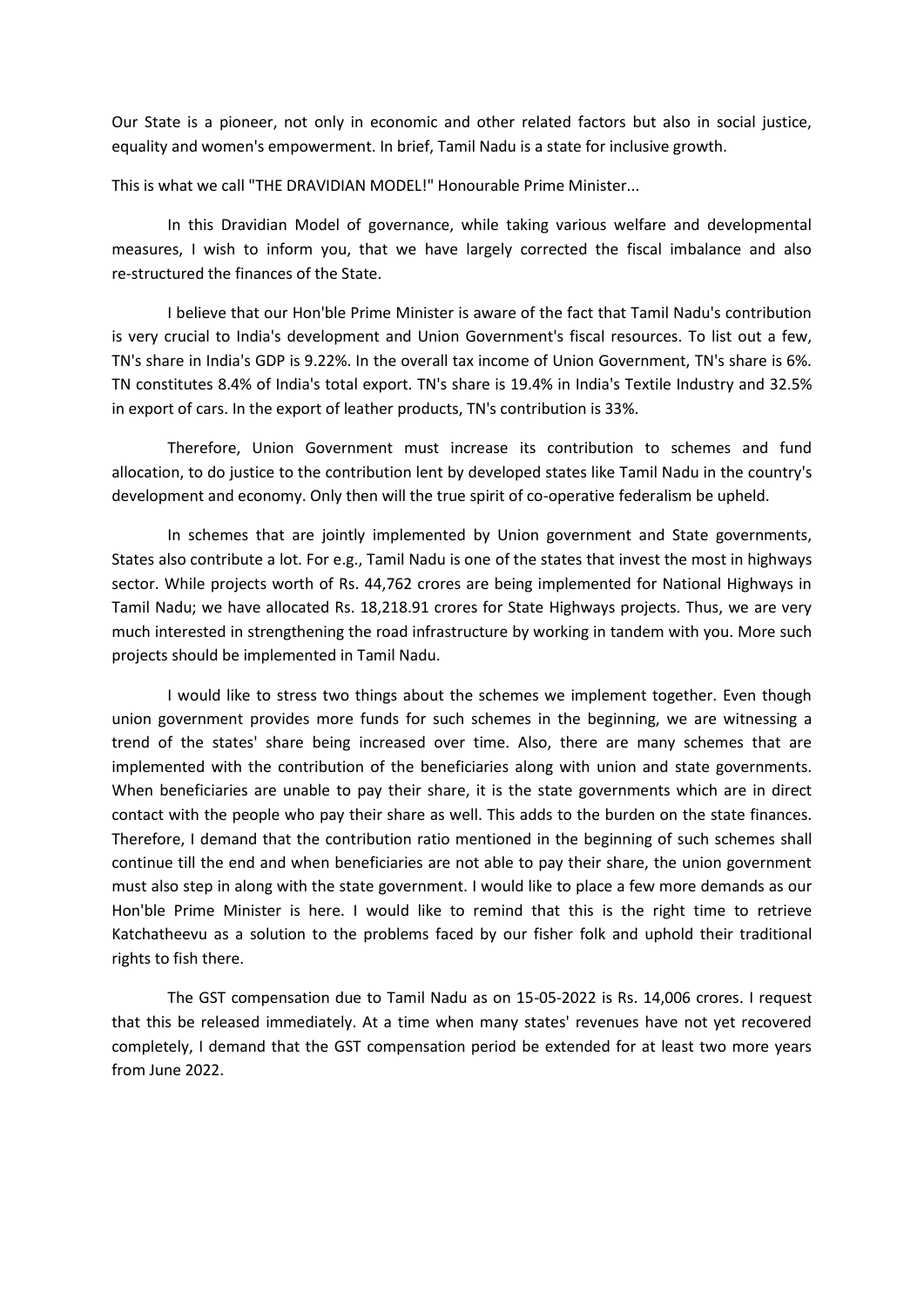Our State is a pioneer, not only in economic and other related factors but also in social justice, equality and women's empowerment. In brief, Tamil Nadu is a state for inclusive growth.

This is what we call "THE DRAVIDIAN MODEL!" Honourable Prime Minister...

In this Dravidian Model of governance, while taking various welfare and developmental measures, I wish to inform you, that we have largely corrected the fiscal imbalance and also re-structured the finances of the State.

I believe that our Hon'ble Prime Minister is aware of the fact that Tamil Nadu's contribution is very crucial to India's development and Union Government's fiscal resources. To list out a few, TN's share in India's GDP is 9.22%. In the overall tax income of Union Government, TN's share is 6%. TN constitutes 8.4% of India's total export. TN's share is 19.4% in India's Textile Industry and 32.5% in export of cars. In the export of leather products, TN's contribution is 33%.

Therefore, Union Government must increase its contribution to schemes and fund allocation, to do justice to the contribution lent by developed states like Tamil Nadu in the country's development and economy. Only then will the true spirit of co-operative federalism be upheld.

In schemes that are jointly implemented by Union government and State governments, States also contribute a lot. For e.g., Tamil Nadu is one of the states that invest the most in highways sector. While projects worth of Rs. 44,762 crores are being implemented for National Highways in Tamil Nadu; we have allocated Rs. 18,218.91 crores for State Highways projects. Thus, we are very much interested in strengthening the road infrastructure by working in tandem with you. More such projects should be implemented in Tamil Nadu.

I would like to stress two things about the schemes we implement together. Even though union government provides more funds for such schemes in the beginning, we are witnessing a trend of the states' share being increased over time. Also, there are many schemes that are implemented with the contribution of the beneficiaries along with union and state governments. When beneficiaries are unable to pay their share, it is the state governments which are in direct contact with the people who pay their share as well. This adds to the burden on the state finances. Therefore, I demand that the contribution ratio mentioned in the beginning of such schemes shall continue till the end and when beneficiaries are not able to pay their share, the union government must also step in along with the state government. I would like to place a few more demands as our Hon'ble Prime Minister is here. I would like to remind that this is the right time to retrieve Katchatheevu as a solution to the problems faced by our fisher folk and uphold their traditional rights to fish there.

The GST compensation due to Tamil Nadu as on 15-05-2022 is Rs. 14,006 crores. I request that this be released immediately. At a time when many states' revenues have not yet recovered completely, I demand that the GST compensation period be extended for at least two more years from June 2022.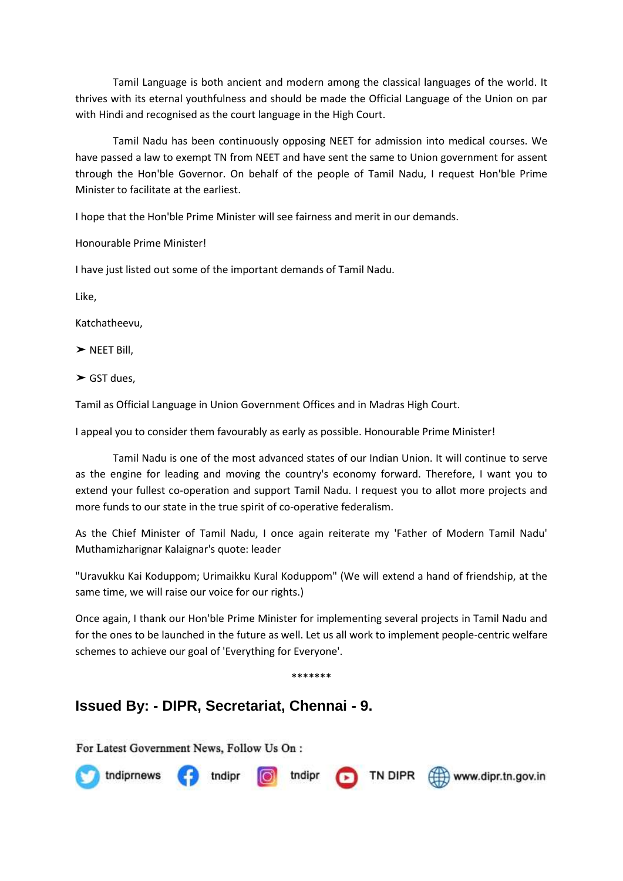Tamil Language is both ancient and modern among the classical languages of the world. It thrives with its eternal youthfulness and should be made the Official Language of the Union on par with Hindi and recognised as the court language in the High Court.

Tamil Nadu has been continuously opposing NEET for admission into medical courses. We have passed a law to exempt TN from NEET and have sent the same to Union government for assent through the Hon'ble Governor. On behalf of the people of Tamil Nadu, I request Hon'ble Prime Minister to facilitate at the earliest.

I hope that the Hon'ble Prime Minister will see fairness and merit in our demands.

Honourable Prime Minister!

I have just listed out some of the important demands of Tamil Nadu.

Like,

Katchatheevu,

➤ NEET Bill,

➤ GST dues,

Tamil as Official Language in Union Government Offices and in Madras High Court.

I appeal you to consider them favourably as early as possible. Honourable Prime Minister!

Tamil Nadu is one of the most advanced states of our Indian Union. It will continue to serve as the engine for leading and moving the country's economy forward. Therefore, I want you to extend your fullest co-operation and support Tamil Nadu. I request you to allot more projects and more funds to our state in the true spirit of co-operative federalism.

As the Chief Minister of Tamil Nadu, I once again reiterate my 'Father of Modern Tamil Nadu' Muthamizharignar Kalaignar's quote: leader

"Uravukku Kai Koduppom; Urimaikku Kural Koduppom" (We will extend a hand of friendship, at the same time, we will raise our voice for our rights.)

Once again, I thank our Hon'ble Prime Minister for implementing several projects in Tamil Nadu and for the ones to be launched in the future as well. Let us all work to implement people-centric welfare schemes to achieve our goal of 'Everything for Everyone'.

*******

## Issued By: - DIPR, Secretariat, Chennai - 9.

For Latest Government News, Follow Us On :

tndiprnews tndipr tndipr TN DIPR www.dipr.tn.gov.in